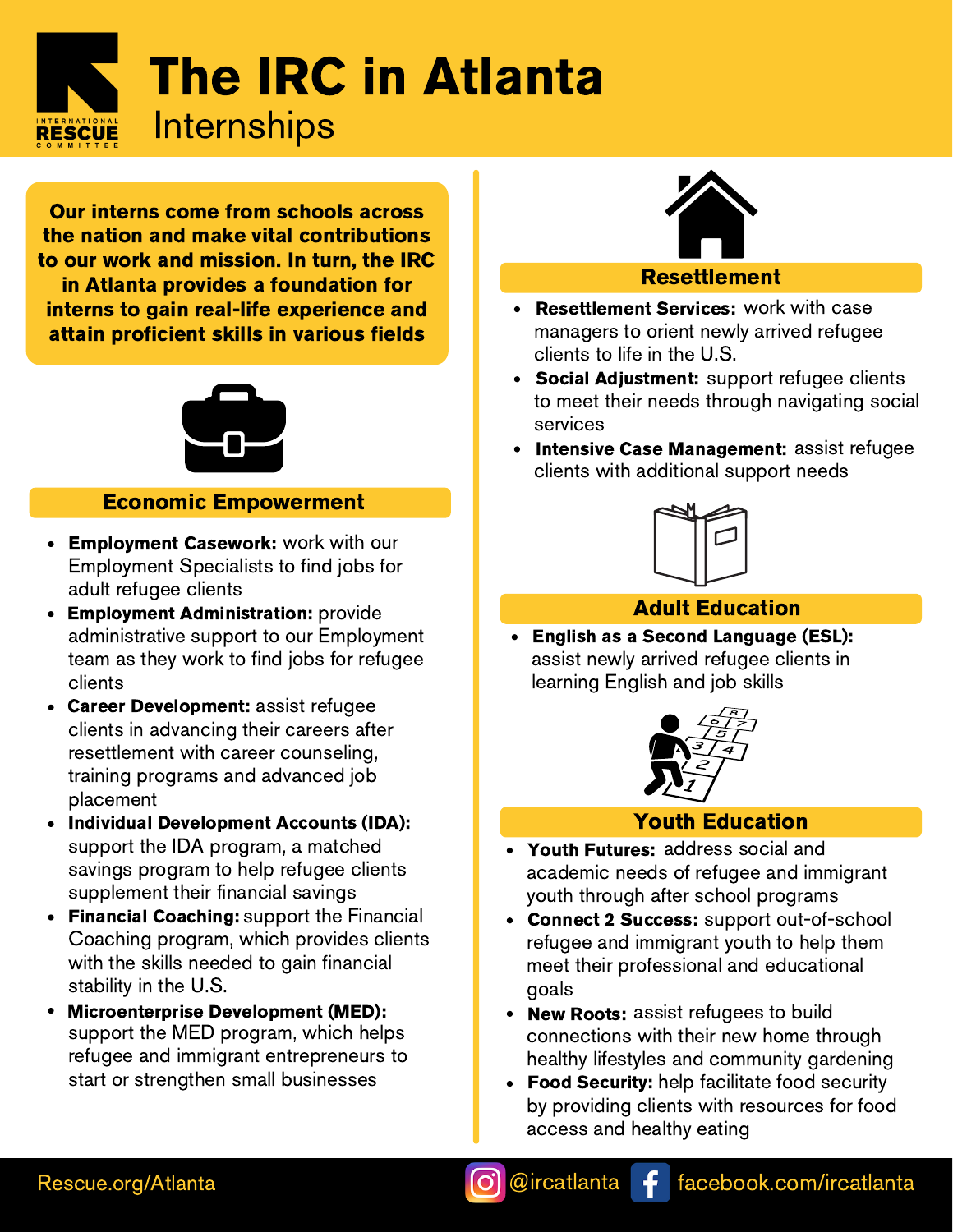# The IRC in Atlanta

## Internships

**Our interns come from schools across the nation and make vital contributions to our work and mission. In turn, the IRC in Atlanta provides a foundation for interns to gain real-life experience and attain proficient skills in various fields**

### Economic Empowerment

- **Employment Casework:** work with our Employment Specialists to find jobs for adult refugee clients
- **Employment Administration:** provide administrative support to our Employment team as they work to find jobs for refugee clients
- **Career Development:** assist refugee clients in advancing their careers after resettlement with career counseling, training programs and advanced job placement
- **Individual Development Accounts (IDA):** support the IDA program, a matched savings program to help refugee clients supplement their financial savings
- **Financial Coaching:** support the Financial Coaching program, which provides clients with the skills needed to gain financial stability in the U.S.
- **Microenterprise Development (MED):** support the MED program, which helps refugee and immigrant entrepreneurs to start or strengthen small businesses

### Resettlement

- **Resettlement Services:** work with case managers to orient newly arrived refugee clients to life in the U.S.
- **Social Adjustment:** support refugee clients to meet their needs through navigating social services
- **Intensive Case Management:** assist refugee clients with additional support needs

### Adult Education

- **English as a Second Language (ESL):** assist newly arrived refugee clients in learning English and job skills

### Youth Education

- **Youth Futures:** address social and academic needs of refugee and immigrant youth through after school programs
- **Connect 2 Success:** support out-of-school refugee and immigrant youth to help them meet their professional and educational goals
- **New Roots:** assist refugees to build connections with their new home through healthy lifestyles and community gardening
- **Food Security:** help facilitate food security by providing clients with resources for food access and healthy eating

Rescue.org/Atlanta @ircatlanta facebook.com/ircatlanta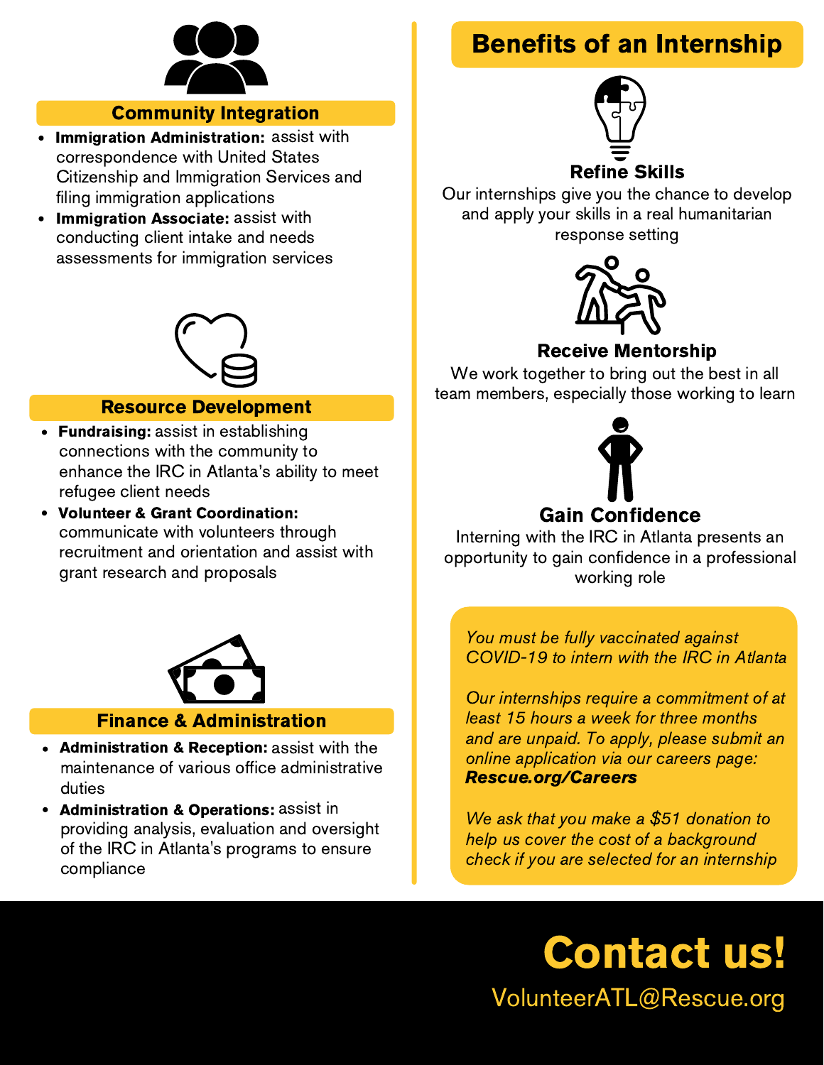## Community Integration

- **Immigration Administration:** assist with correspondence with United States Citizenship and Immigration Services and filing immigration applications
- **Immigration Associate:** assist with conducting client intake and needs assessments for immigration services

## Resource Development

- **Fundraising:** assist in establishing connections with the community to enhance the IRC in Atlanta's ability to meet refugee client needs
- **Volunteer & Grant Coordination:** communicate with volunteers through recruitment and orientation and assist with grant research and proposals

## Finance & Administration

- **Administration & Reception:** assist with the maintenance of various office administrative duties
- **Administration & Operations:** assist in providing analysis, evaluation and oversight of the IRC in Atlanta's programs to ensure compliance

# Benefits of an Internship

### Refine Skills

Our internships give you the chance to develop and apply your skills in a real humanitarian response setting

### Receive Mentorship

We work together to bring out the best in all team members, especially those working to learn

### Gain Confidence

Interning with the IRC in Atlanta presents an opportunity to gain confidence in a professional working role

*You must be fully vaccinated against COVID-19 to intern with the IRC in Atlanta*

*Our internships require a commitment of at least 15 hours a week for three months and are unpaid. To apply, please submit an online application via our careers page:* ***Rescue.org/Careers***

*We ask that you make a $51 donation to help us cover the cost of a background check if you are selected for an internship*

# Contact us!

VolunteerATL@Rescue.org